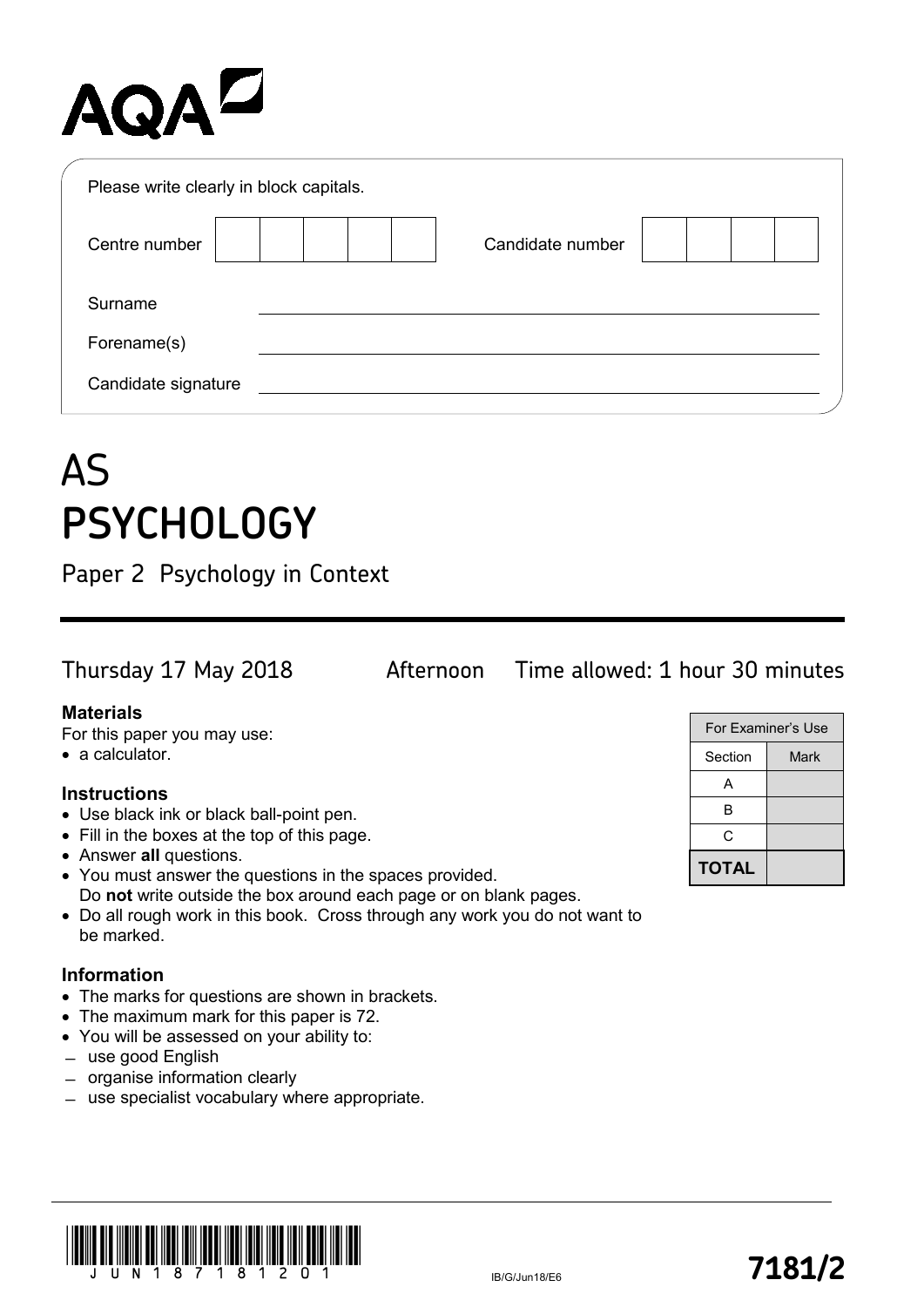AQA

Please write clearly in block capitals.

| Centre number | | Candidate number | |
|---|---|---|---|

Surname ______________________

Forename(s) ______________________

Candidate signature ______________________

# AS
# PSYCHOLOGY

## Paper 2 Psychology in Context

Thursday 17 May 2018 Afternoon Time allowed: 1 hour 30 minutes

**Materials**

For this paper you may use:
- a calculator.

**Instructions**
- Use black ink or black ball-point pen.
- Fill in the boxes at the top of this page.
- Answer **all** questions.
- You must answer the questions in the spaces provided. Do **not** write outside the box around each page or on blank pages.
- Do all rough work in this book. Cross through any work you do not want to be marked.

**Information**
- The marks for questions are shown in brackets.
- The maximum mark for this paper is 72.
- You will be assessed on your ability to:
  - use good English
  - organise information clearly
  - use specialist vocabulary where appropriate.

| For Examiner's Use | |
|---|---|
| Section | Mark |
| A | |
| B | |
| C | |
| **TOTAL** | |

IB/G/Jun18/E6

**7181/2**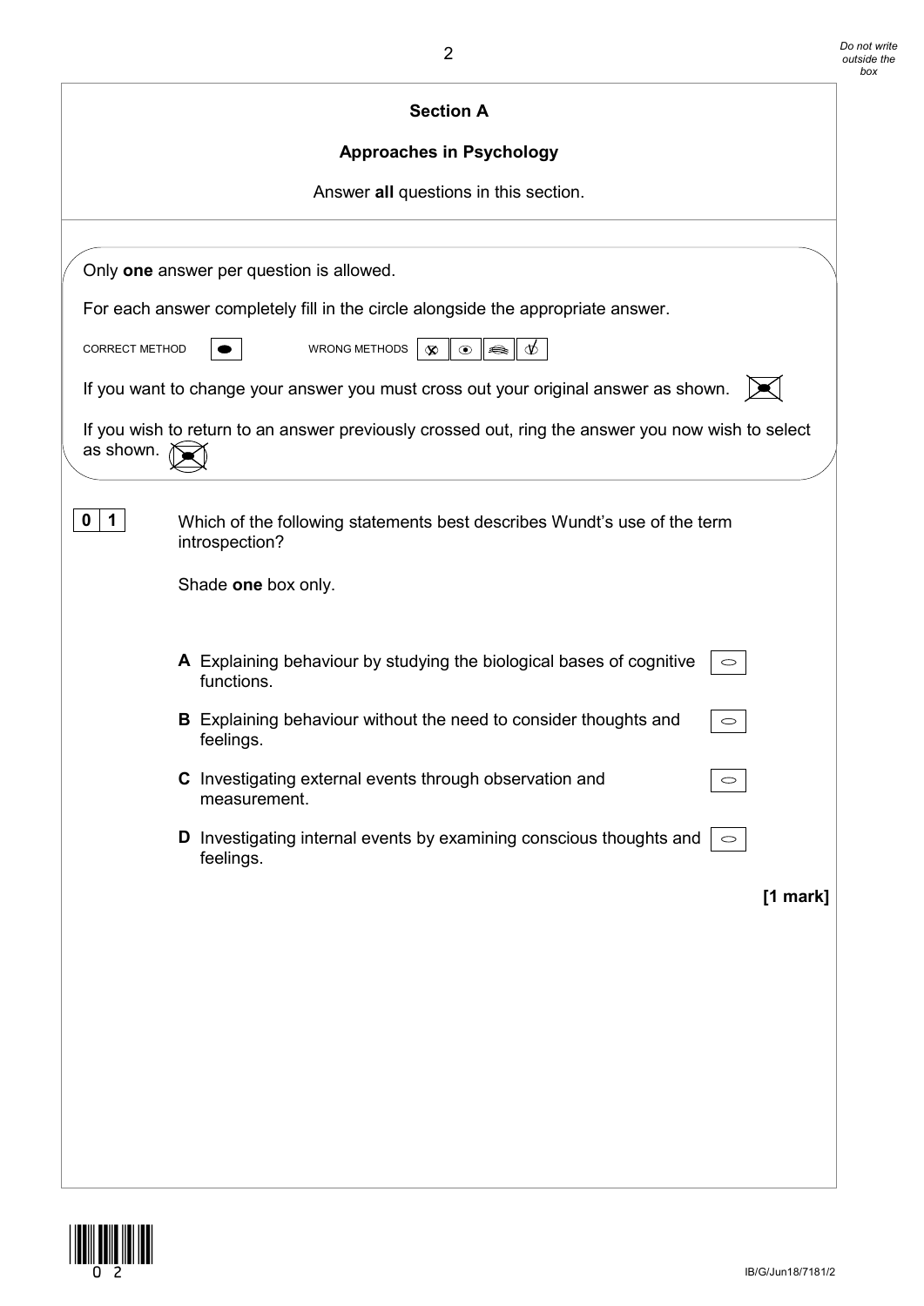## Section A

### Approaches in Psychology

Answer **all** questions in this section.

Only **one** answer per question is allowed.

For each answer completely fill in the circle alongside the appropriate answer.

CORRECT METHOD WRONG METHODS

If you want to change your answer you must cross out your original answer as shown.

If you wish to return to an answer previously crossed out, ring the answer you now wish to select as shown.

**0 1** Which of the following statements best describes Wundt's use of the term introspection?

Shade **one** box only.

**A** Explaining behaviour by studying the biological bases of cognitive functions.

**B** Explaining behaviour without the need to consider thoughts and feelings.

**C** Investigating external events through observation and measurement.

**D** Investigating internal events by examining conscious thoughts and feelings.

**[1 mark]**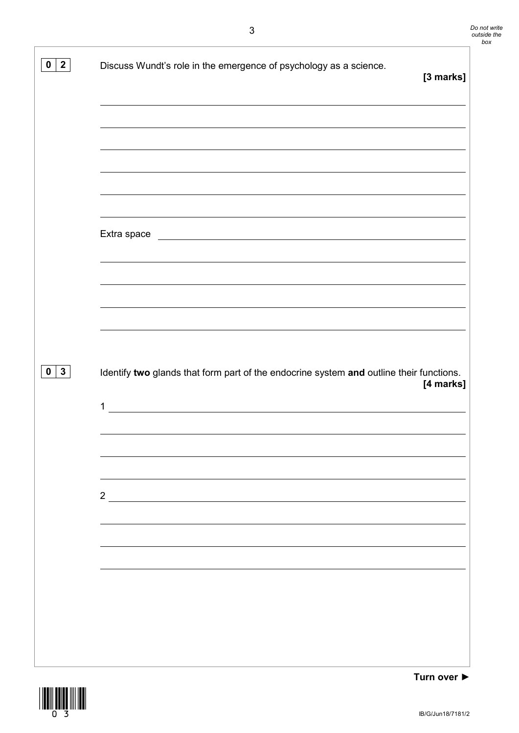**0 2** Discuss Wundt's role in the emergence of psychology as a science. **[3 marks]**

Extra space

**0 3** Identify **two** glands that form part of the endocrine system **and** outline their functions. **[4 marks]**

1

2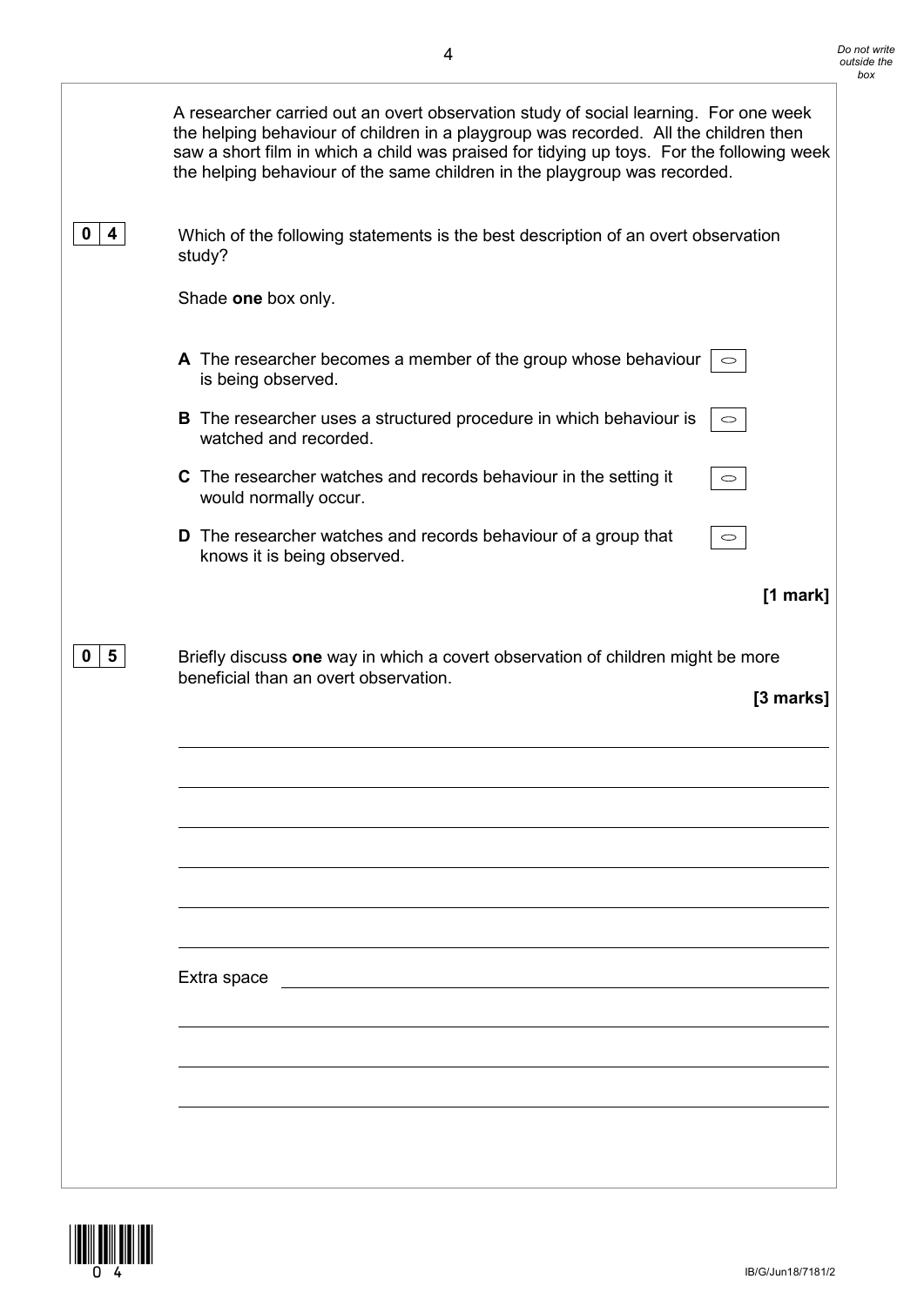A researcher carried out an overt observation study of social learning. For one week the helping behaviour of children in a playgroup was recorded. All the children then saw a short film in which a child was praised for tidying up toys. For the following week the helping behaviour of the same children in the playgroup was recorded.

**0 4** Which of the following statements is the best description of an overt observation study?

Shade **one** box only.

**A** The researcher becomes a member of the group whose behaviour is being observed. ○

**B** The researcher uses a structured procedure in which behaviour is watched and recorded. ○

**C** The researcher watches and records behaviour in the setting it would normally occur. ○

**D** The researcher watches and records behaviour of a group that knows it is being observed. ○

**[1 mark]**

**0 5** Briefly discuss **one** way in which a covert observation of children might be more beneficial than an overt observation.

**[3 marks]**

Extra space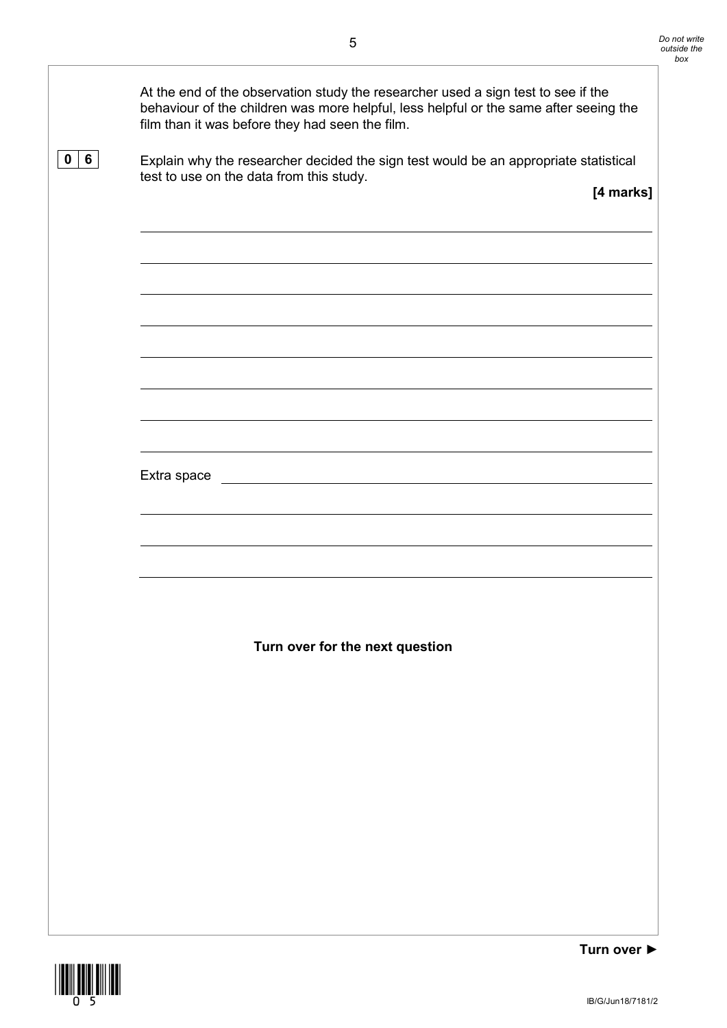At the end of the observation study the researcher used a sign test to see if the behaviour of the children was more helpful, less helpful or the same after seeing the film than it was before they had seen the film.

**0 6** Explain why the researcher decided the sign test would be an appropriate statistical test to use on the data from this study.

**[4 marks]**

Extra space

**Turn over for the next question**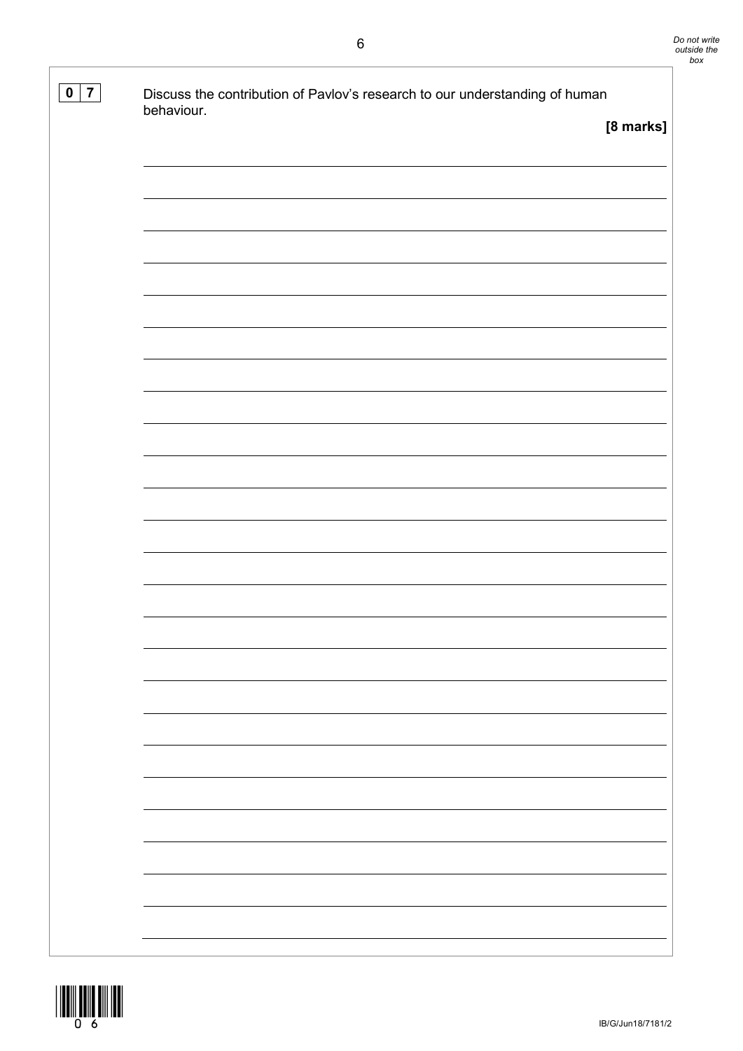**0 7** Discuss the contribution of Pavlov's research to our understanding of human behaviour.

**[8 marks]**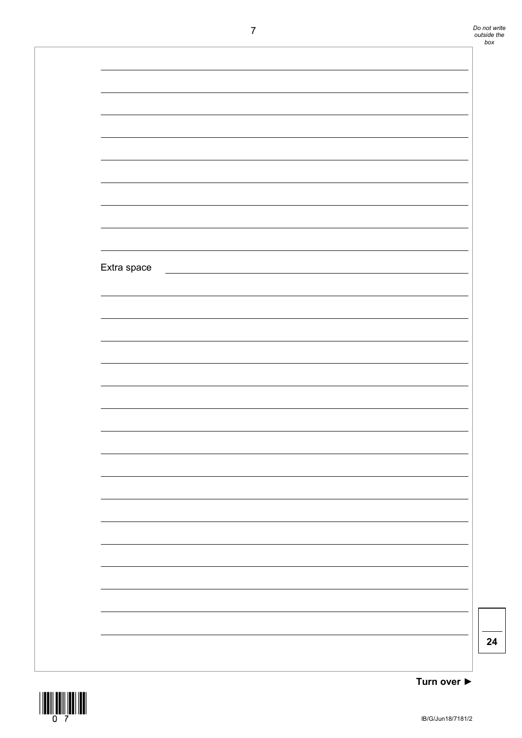Extra space

24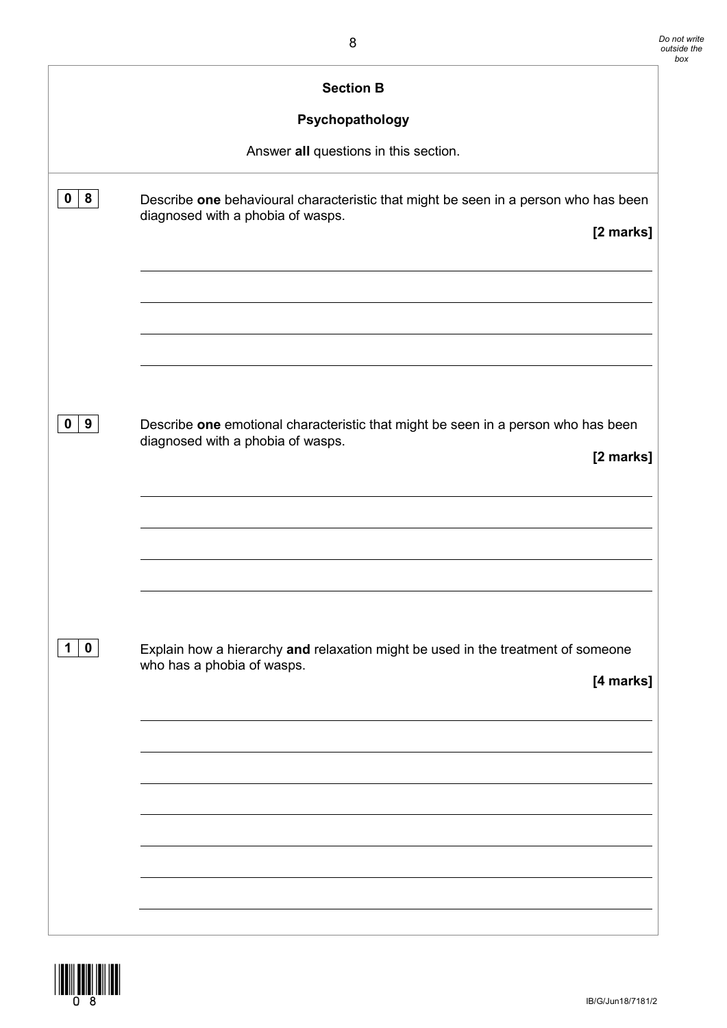## Section B

## Psychopathology

Answer **all** questions in this section.

**0 8** Describe **one** behavioural characteristic that might be seen in a person who has been diagnosed with a phobia of wasps.

**[2 marks]**

**0 9** Describe **one** emotional characteristic that might be seen in a person who has been diagnosed with a phobia of wasps.

**[2 marks]**

**1 0** Explain how a hierarchy **and** relaxation might be used in the treatment of someone who has a phobia of wasps.

**[4 marks]**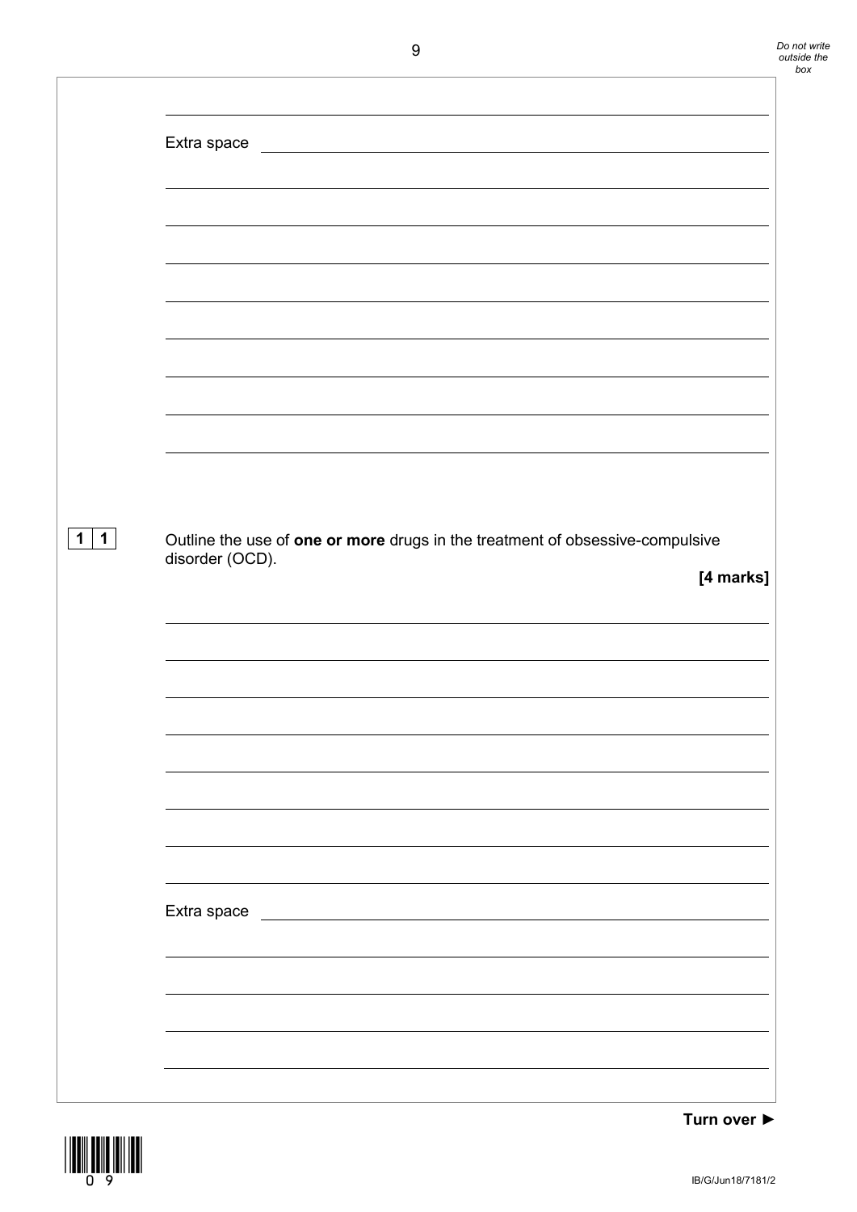Extra space

**1 1** Outline the use of **one or more** drugs in the treatment of obsessive-compulsive disorder (OCD).

**[4 marks]**

Extra space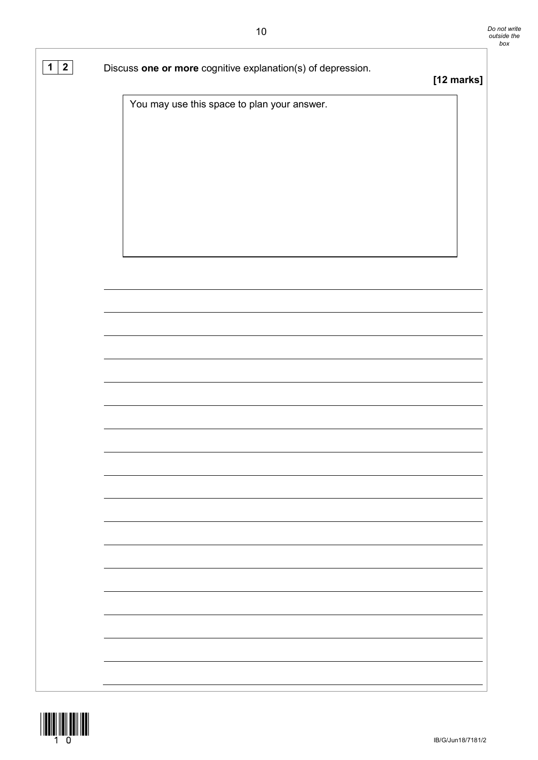**1 2** Discuss **one or more** cognitive explanation(s) of depression.

**[12 marks]**

You may use this space to plan your answer.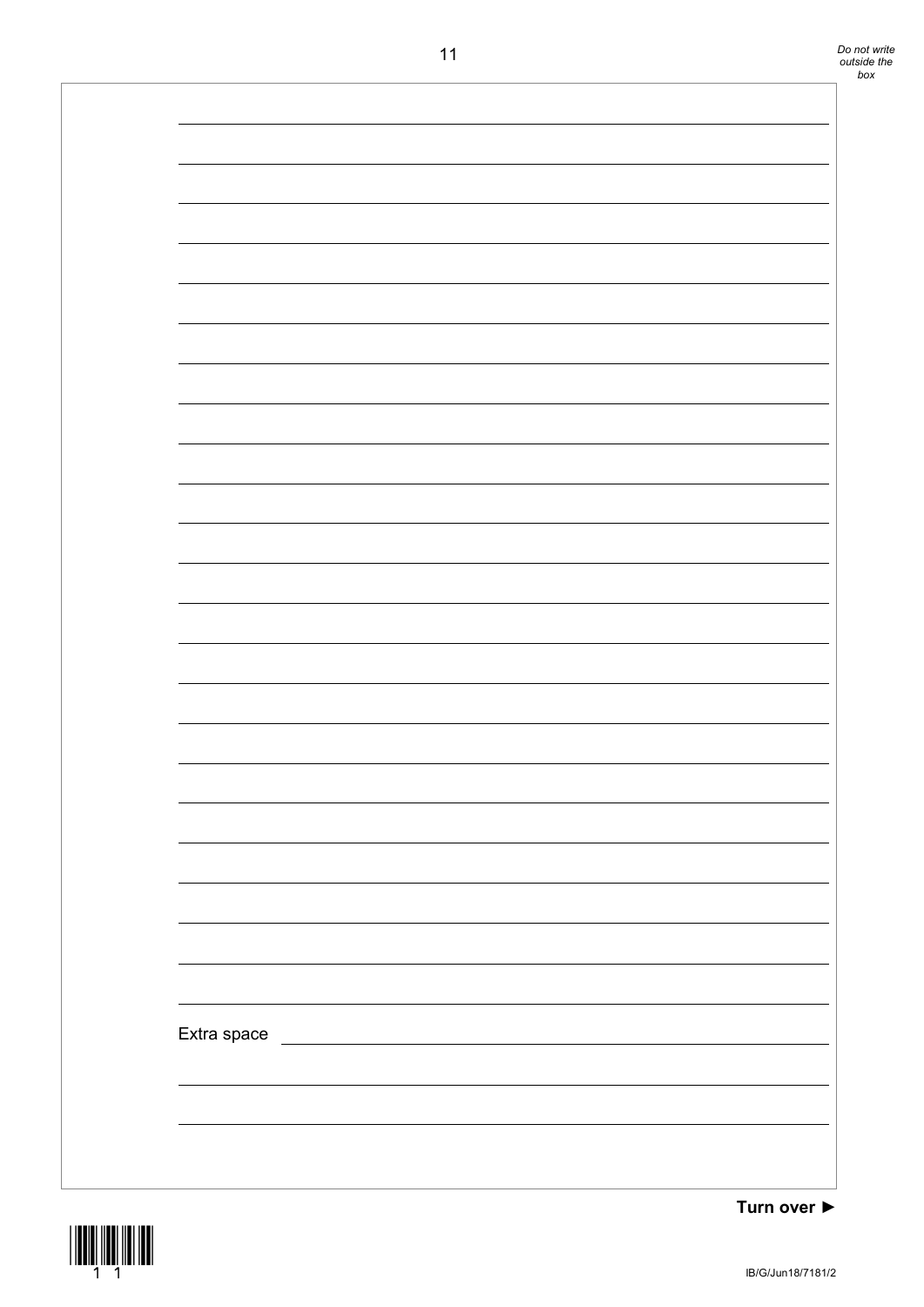Extra space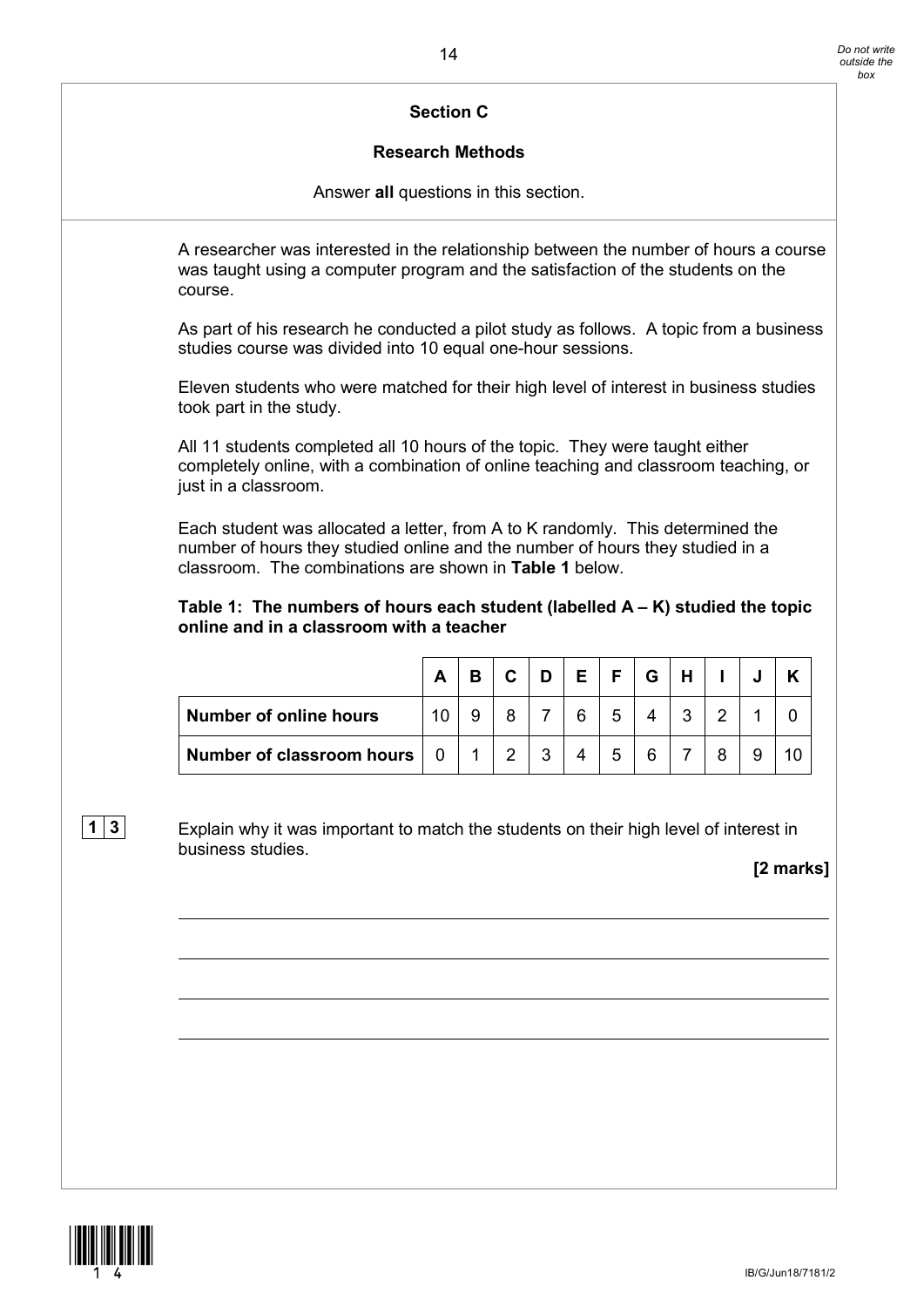## Section C

### Research Methods

Answer **all** questions in this section.

A researcher was interested in the relationship between the number of hours a course was taught using a computer program and the satisfaction of the students on the course.

As part of his research he conducted a pilot study as follows. A topic from a business studies course was divided into 10 equal one-hour sessions.

Eleven students who were matched for their high level of interest in business studies took part in the study.

All 11 students completed all 10 hours of the topic. They were taught either completely online, with a combination of online teaching and classroom teaching, or just in a classroom.

Each student was allocated a letter, from A to K randomly. This determined the number of hours they studied online and the number of hours they studied in a classroom. The combinations are shown in **Table 1** below.

**Table 1: The numbers of hours each student (labelled A – K) studied the topic online and in a classroom with a teacher**

| | A | B | C | D | E | F | G | H | I | J | K |
|---|---|---|---|---|---|---|---|---|---|---|---|
| **Number of online hours** | 10 | 9 | 8 | 7 | 6 | 5 | 4 | 3 | 2 | 1 | 0 |
| **Number of classroom hours** | 0 | 1 | 2 | 3 | 4 | 5 | 6 | 7 | 8 | 9 | 10 |

**1 3** Explain why it was important to match the students on their high level of interest in business studies.

**[2 marks]**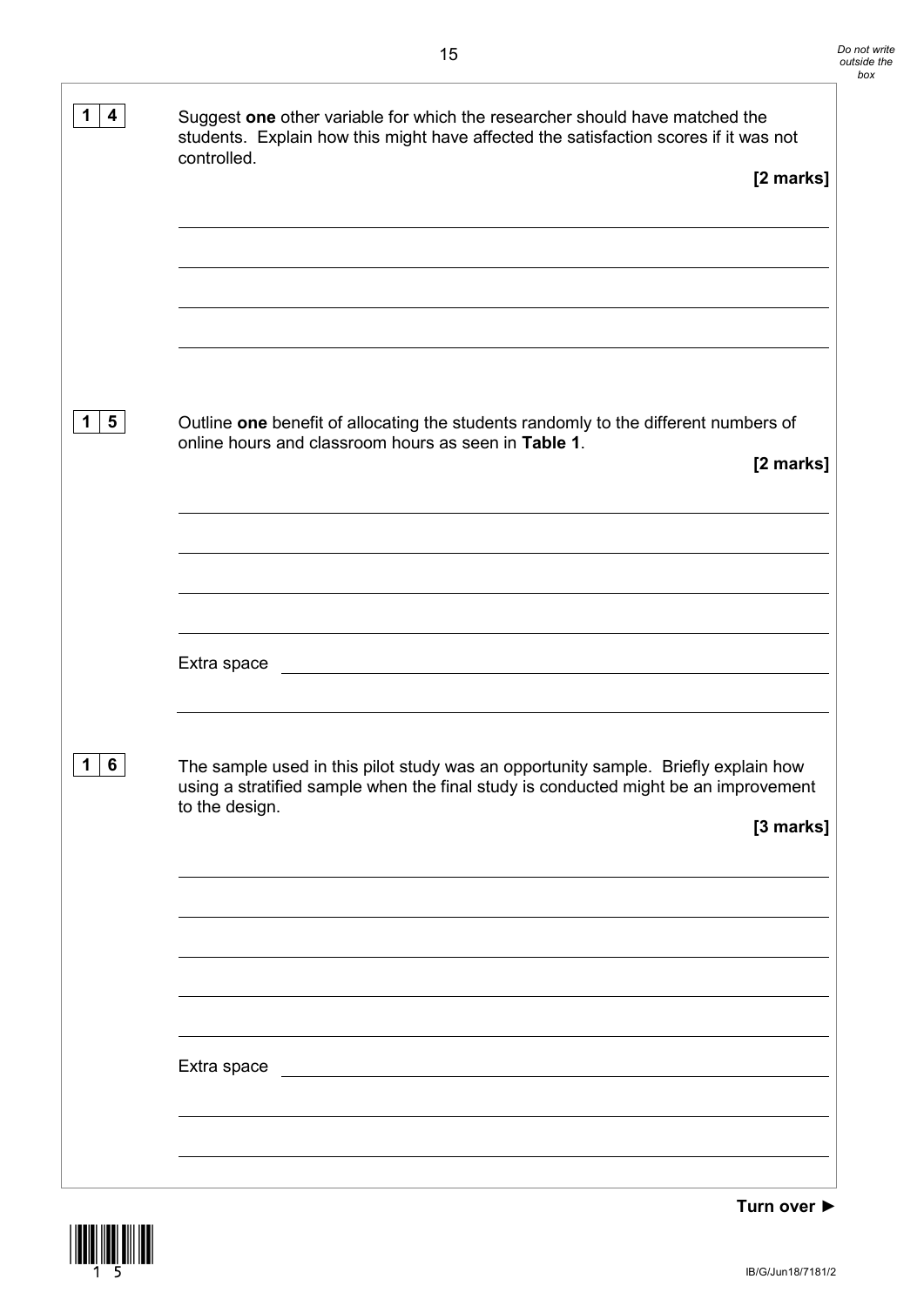**1 4** Suggest **one** other variable for which the researcher should have matched the students. Explain how this might have affected the satisfaction scores if it was not controlled.

**[2 marks]**

**1 5** Outline **one** benefit of allocating the students randomly to the different numbers of online hours and classroom hours as seen in **Table 1**.

**[2 marks]**

Extra space

**1 6** The sample used in this pilot study was an opportunity sample. Briefly explain how using a stratified sample when the final study is conducted might be an improvement to the design.

**[3 marks]**

Extra space

**Turn over ►**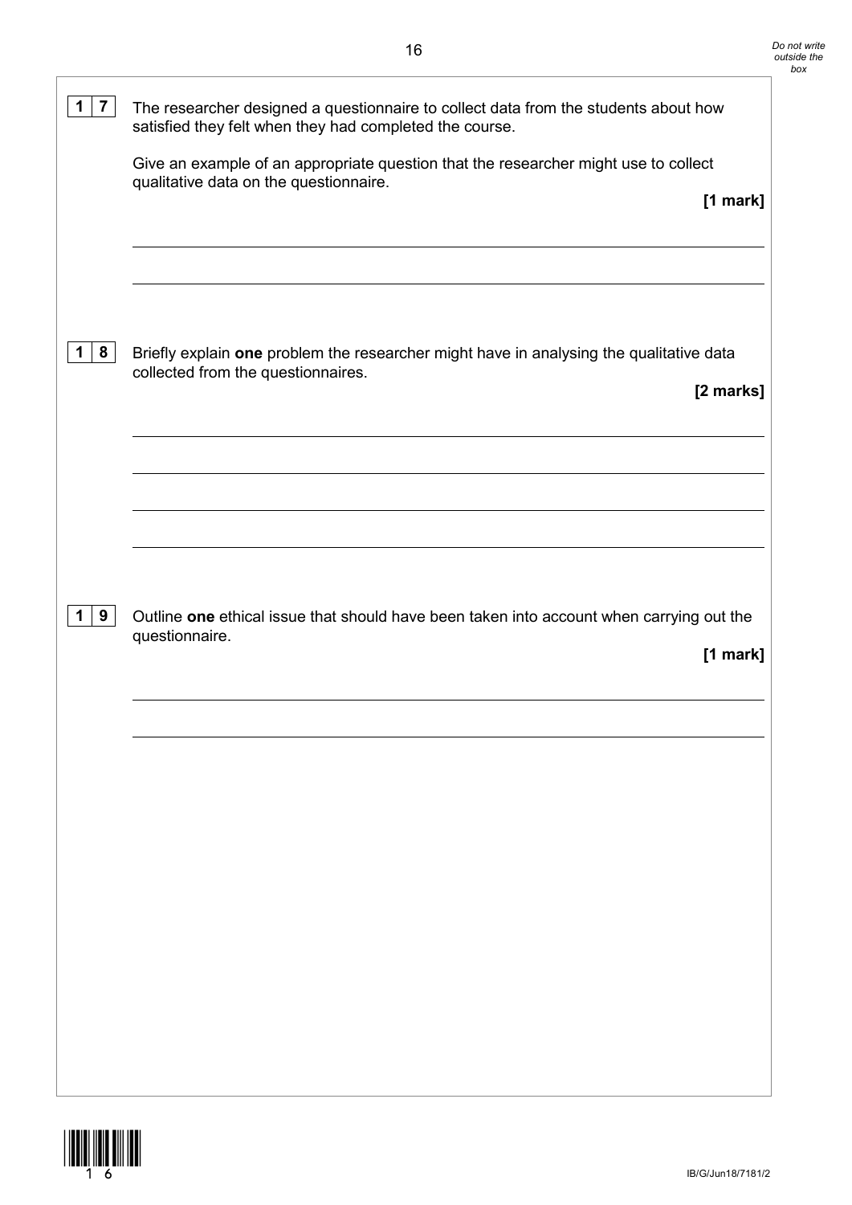**1 7** The researcher designed a questionnaire to collect data from the students about how satisfied they felt when they had completed the course.

Give an example of an appropriate question that the researcher might use to collect qualitative data on the questionnaire.

**[1 mark]**

**1 8** Briefly explain **one** problem the researcher might have in analysing the qualitative data collected from the questionnaires.

**[2 marks]**

**1 9** Outline **one** ethical issue that should have been taken into account when carrying out the questionnaire.

**[1 mark]**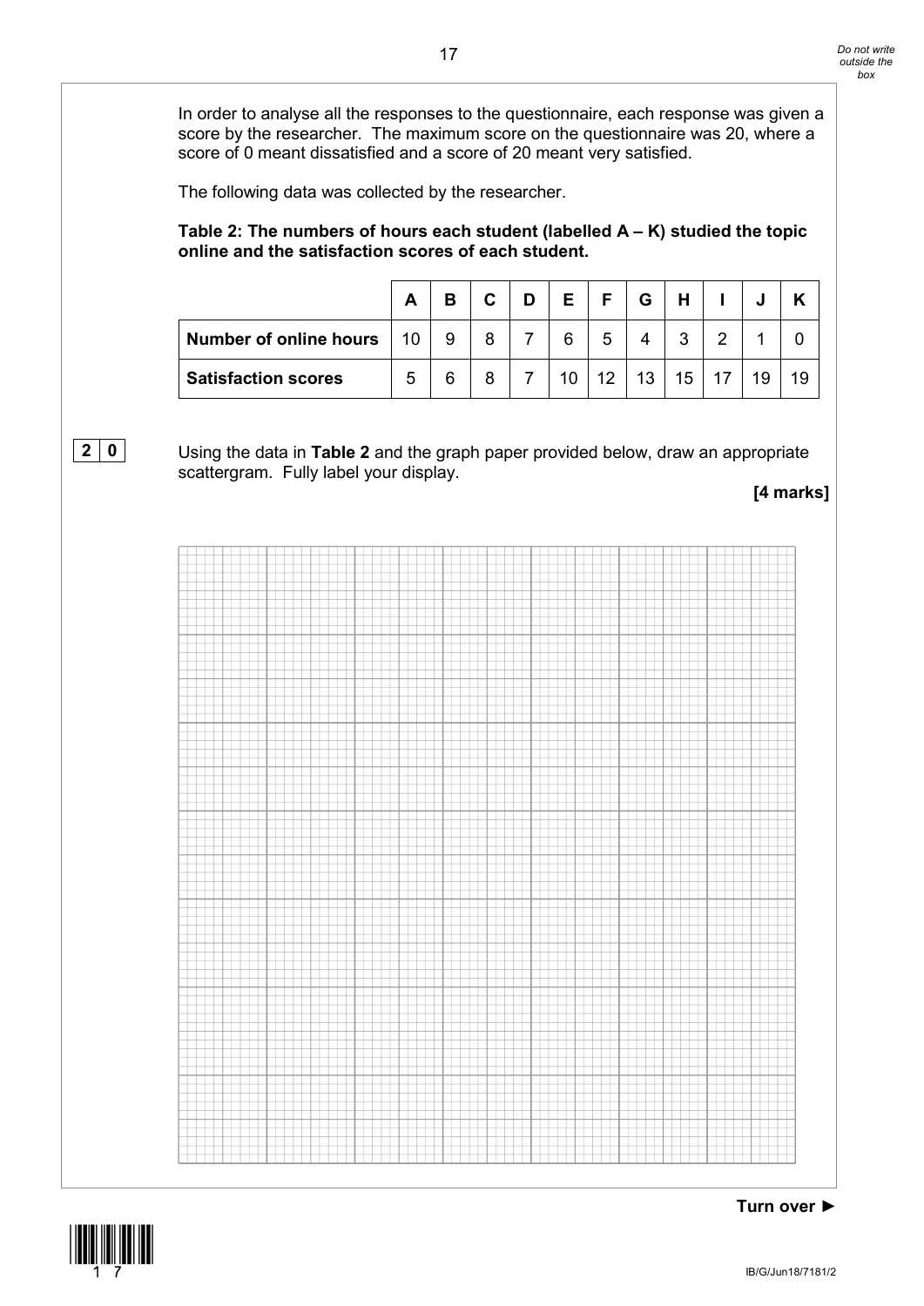In order to analyse all the responses to the questionnaire, each response was given a score by the researcher. The maximum score on the questionnaire was 20, where a score of 0 meant dissatisfied and a score of 20 meant very satisfied.

The following data was collected by the researcher.

**Table 2: The numbers of hours each student (labelled A – K) studied the topic online and the satisfaction scores of each student.**

| | A | B | C | D | E | F | G | H | I | J | K |
|---|---|---|---|---|---|---|---|---|---|---|---|
| **Number of online hours** | 10 | 9 | 8 | 7 | 6 | 5 | 4 | 3 | 2 | 1 | 0 |
| **Satisfaction scores** | 5 | 6 | 8 | 7 | 10 | 12 | 13 | 15 | 17 | 19 | 19 |

**2 0** Using the data in **Table 2** and the graph paper provided below, draw an appropriate scattergram. Fully label your display.

**[4 marks]**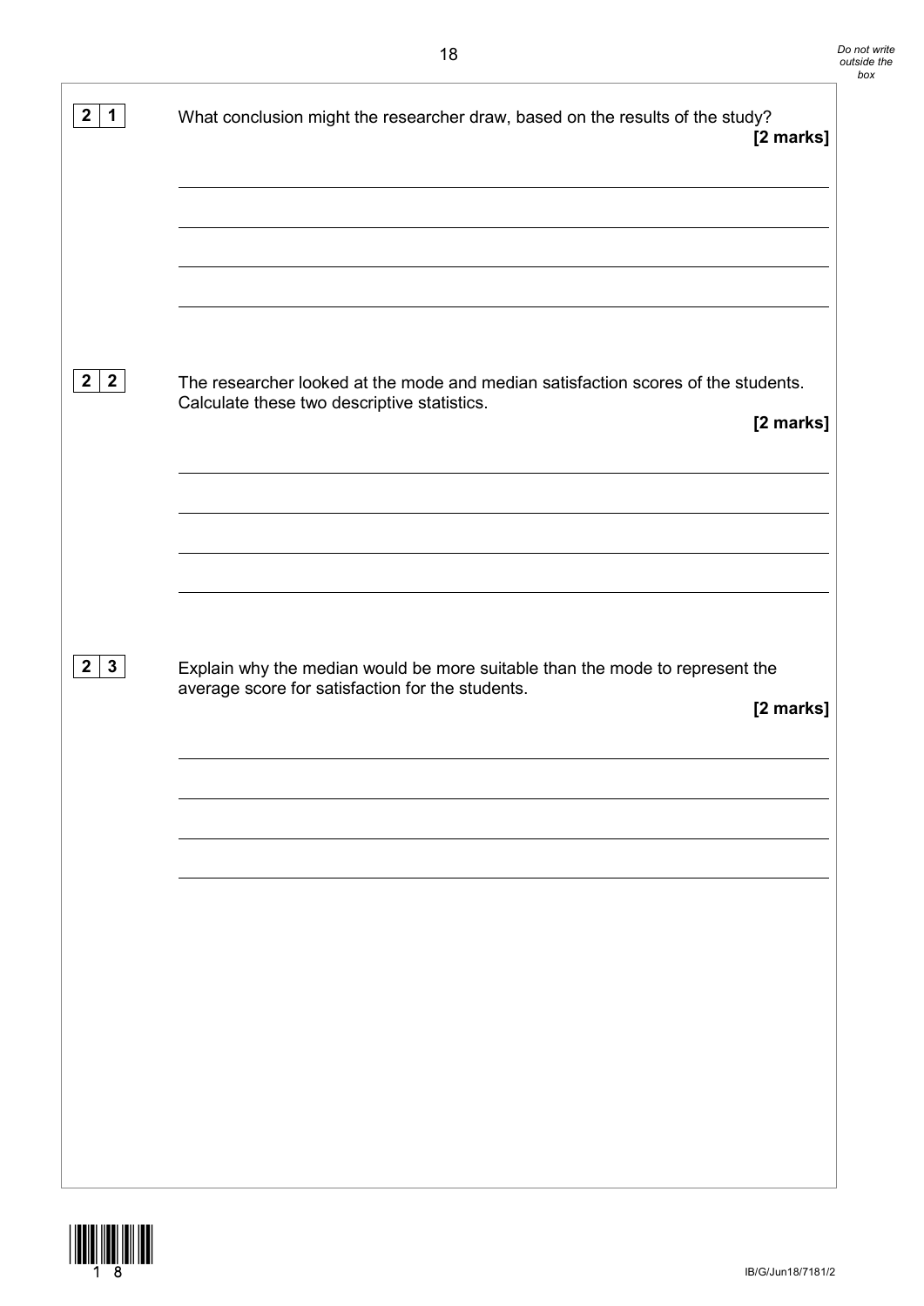**2 1** What conclusion might the researcher draw, based on the results of the study?

**[2 marks]**

**2 2** The researcher looked at the mode and median satisfaction scores of the students. Calculate these two descriptive statistics.

**[2 marks]**

**2 3** Explain why the median would be more suitable than the mode to represent the average score for satisfaction for the students.

**[2 marks]**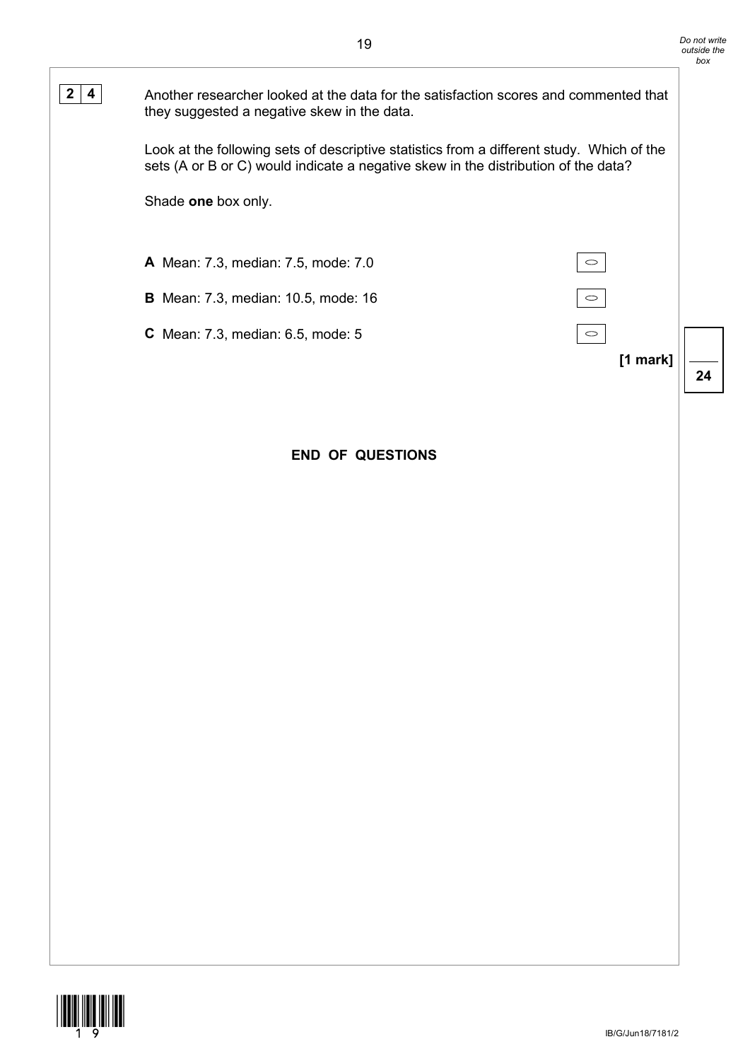**2 4** Another researcher looked at the data for the satisfaction scores and commented that they suggested a negative skew in the data.

Look at the following sets of descriptive statistics from a different study. Which of the sets (A or B or C) would indicate a negative skew in the distribution of the data?

Shade **one** box only.

**A** Mean: 7.3, median: 7.5, mode: 7.0 ○

**B** Mean: 7.3, median: 10.5, mode: 16 ○

**C** Mean: 7.3, median: 6.5, mode: 5 ○

**[1 mark]**

**24**

**END OF QUESTIONS**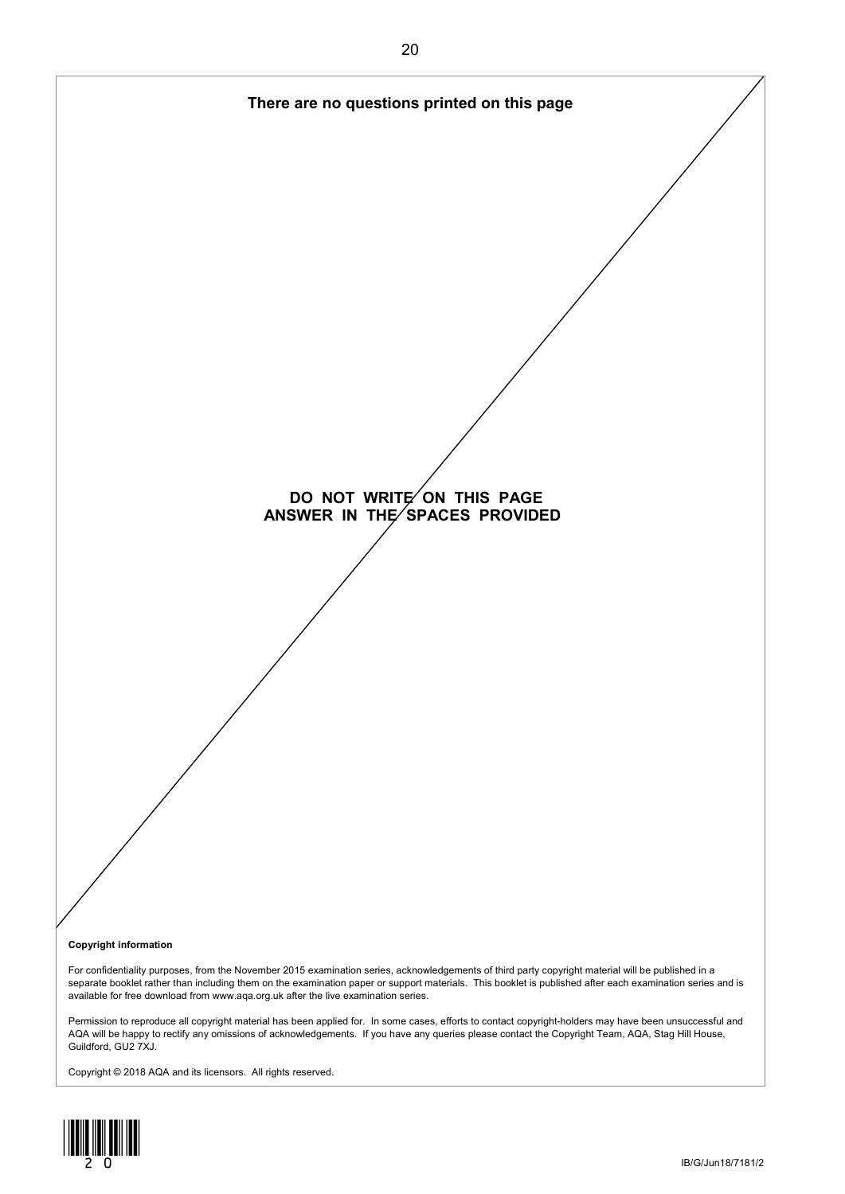**There are no questions printed on this page**

**DO NOT WRITE ON THIS PAGE**
**ANSWER IN THE SPACES PROVIDED**

**Copyright information**

For confidentiality purposes, from the November 2015 examination series, acknowledgements of third party copyright material will be published in a separate booklet rather than including them on the examination paper or support materials. This booklet is published after each examination series and is available for free download from www.aqa.org.uk after the live examination series.

Permission to reproduce all copyright material has been applied for. In some cases, efforts to contact copyright-holders may have been unsuccessful and AQA will be happy to rectify any omissions of acknowledgements. If you have any queries please contact the Copyright Team, AQA, Stag Hill House, Guildford, GU2 7XJ.

Copyright © 2018 AQA and its licensors. All rights reserved.

IB/G/Jun18/7181/2